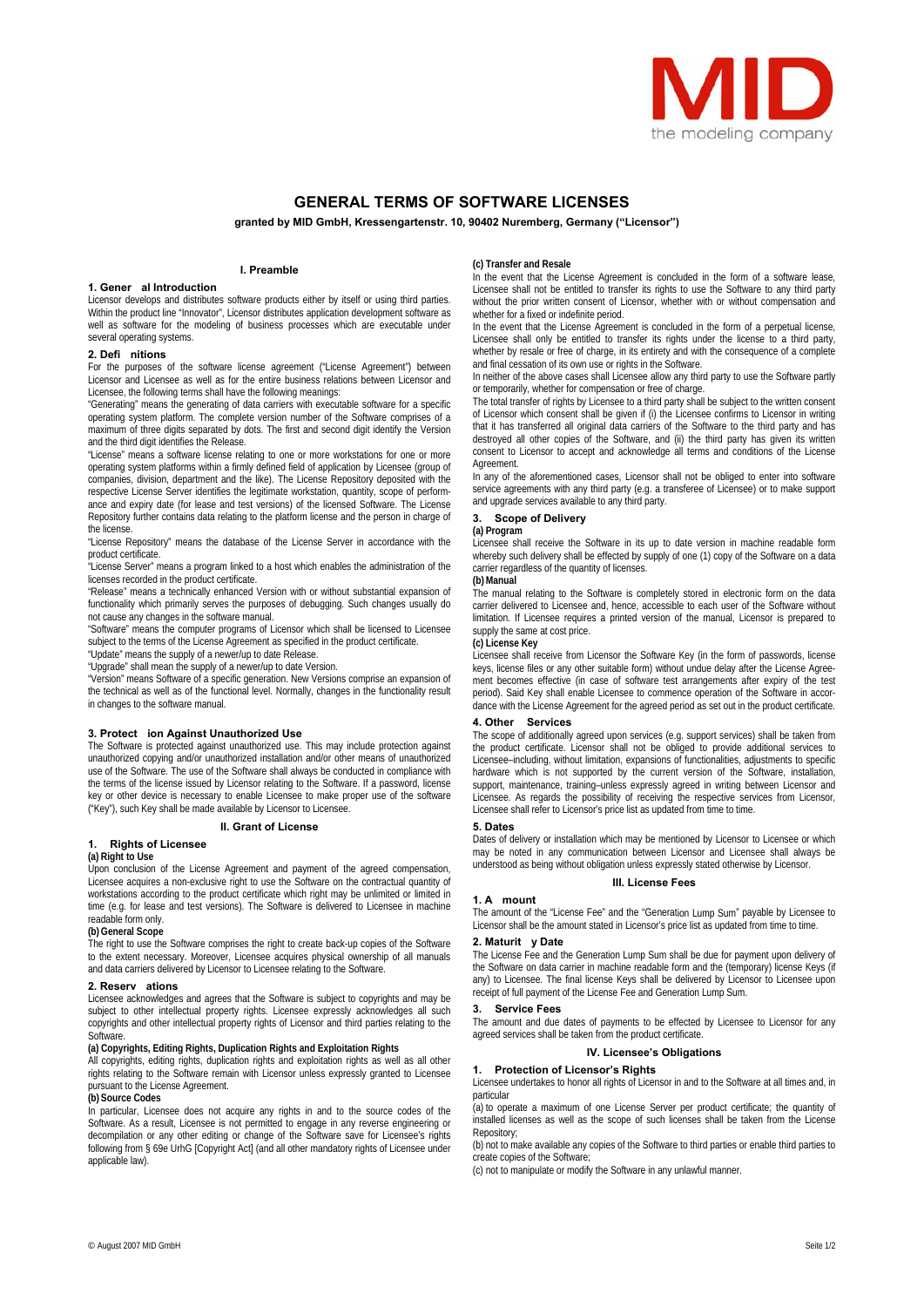# GENERAL TERMS OF SOFTWARE LICENSES

**granted by MID GmbH, Kressengartenstr. 10, 90402 Nuremberg, Germany ("Licensor")**

## I. Preamble

### 1. General Introduction

Licensor develops and distributes software products either by itself or using third parties. Within the product line "Innovator", Licensor distributes application development software as well as software for the modeling of business processes which are executable under several operating systems.

### 2. Definitions

For the purposes of the software license agreement ("License Agreement") between Licensor and Licensee as well as for the entire business relations between Licensor and Licensee, the following terms shall have the following meanings:

"Generating" means the generating of data carriers with executable software for a specific operating system platform. The complete version number of the Software comprises of a maximum of three digits separated by dots. The first and second digit identify the Version and the third digit identifies the Release.

"License" means a software license relating to one or more workstations for one or more operating system platforms within a firmly defined field of application by Licensee (group of companies, division, department and the like). The License Repository deposited with the respective License Server identifies the legitimate workstation, quantity, scope of performance and expiry date (for lease and test versions) of the licensed Software. The License Repository further contains data relating to the platform license and the person in charge of the license.

"License Repository" means the database of the License Server in accordance with the product certificate.

"License Server" means a program linked to a host which enables the administration of the licenses recorded in the product certificate.

"Release" means a technically enhanced Version with or without substantial expansion of functionality which primarily serves the purposes of debugging. Such changes usually do not cause any changes in the software manual.

"Software" means the computer programs of Licensor which shall be licensed to Licensee subject to the terms of the License Agreement as specified in the product certificate.

"Update" means the supply of a newer/up to date Release.

"Upgrade" shall mean the supply of a newer/up to date Version.

"Version" means Software of a specific generation. New Versions comprise an expansion of the technical as well as of the functional level. Normally, changes in the functionality result in changes to the software manual.

### 3. Protection Against Unauthorized Use

The Software is protected against unauthorized use. This may include protection against unauthorized copying and/or unauthorized installation and/or other means of unauthorized use of the Software. The use of the Software shall always be conducted in compliance with the terms of the license issued by Licensor relating to the Software. If a password, license key or other device is necessary to enable Licensee to make proper use of the software ("Key"), such Key shall be made available by Licensor to Licensee.

## II. Grant of License

### 1. Rights of Licensee

**(a) Right to Use**

Upon conclusion of the License Agreement and payment of the agreed compensation, Licensee acquires a non-exclusive right to use the Software on the contractual quantity of workstations according to the product certificate which right may be unlimited or limited in time (e.g. for lease and test versions). The Software is delivered to Licensee in machine readable form only.

**(b) General Scope**

The right to use the Software comprises the right to create back-up copies of the Software to the extent necessary. Moreover, Licensee acquires physical ownership of all manuals and data carriers delivered by Licensor to Licensee relating to the Software.

### 2. Reservations

Licensee acknowledges and agrees that the Software is subject to copyrights and may be subject to other intellectual property rights. Licensee expressly acknowledges all such copyrights and other intellectual property rights of Licensor and third parties relating to the Software.

**(a) Copyrights, Editing Rights, Duplication Rights and Exploitation Rights**

All copyrights, editing rights, duplication rights and exploitation rights as well as all other rights relating to the Software remain with Licensor unless expressly granted to Licensee pursuant to the License Agreement.

**(b) Source Codes**

In particular, Licensee does not acquire any rights in and to the source codes of the Software. As a result, Licensee is not permitted to engage in any reverse engineering or decompilation or any other editing or change of the Software save for Licensee's rights following from § 69e UrhG [Copyright Act] (and all other mandatory rights of Licensee under applicable law).

**(c) Transfer and Resale**

In the event that the License Agreement is concluded in the form of a software lease, Licensee shall not be entitled to transfer its rights to use the Software to any third party without the prior written consent of Licensor, whether with or without compensation and whether for a fixed or indefinite period.

In the event that the License Agreement is concluded in the form of a perpetual license, Licensee shall only be entitled to transfer its rights under the license to a third party, whether by resale or free of charge, in its entirety and with the consequence of a complete and final cessation of its own use or rights in the Software.

In neither of the above cases shall Licensee allow any third party to use the Software partly or temporarily, whether for compensation or free of charge.

The total transfer of rights by Licensee to a third party shall be subject to the written consent of Licensor which consent shall be given if (i) the Licensee confirms to Licensor in writing that it has transferred all original data carriers of the Software to the third party and has destroyed all other copies of the Software, and (ii) the third party has given its written consent to Licensor to accept and acknowledge all terms and conditions of the License Agreement.

In any of the aforementioned cases, Licensor shall not be obliged to enter into software service agreements with any third party (e.g. a transferee of Licensee) or to make support and upgrade services available to any third party.

### 3. Scope of Delivery

**(a) Program**

Licensee shall receive the Software in its up to date version in machine readable form whereby such delivery shall be effected by supply of one (1) copy of the Software on a data carrier regardless of the quantity of licenses.

**(b) Manual**

The manual relating to the Software is completely stored in electronic form on the data carrier delivered to Licensee and, hence, accessible to each user of the Software without limitation. If Licensee requires a printed version of the manual, Licensor is prepared to supply the same at cost price.

**(c) License Key**

Licensee shall receive from Licensor the Software Key (in the form of passwords, license keys, license files or any other suitable form) without undue delay after the License Agreement becomes effective (in case of software test arrangements after expiry of the test period). Said Key shall enable Licensee to commence operation of the Software in accordance with the License Agreement for the agreed period as set out in the product certificate.

### 4. Other Services

The scope of additionally agreed upon services (e.g. support services) shall be taken from the product certificate. Licensor shall not be obliged to provide additional services to Licensee–including, without limitation, expansions of functionalities, adjustments to specific hardware which is not supported by the current version of the Software, installation, support, maintenance, training–unless expressly agreed in writing between Licensor and Licensee. As regards the possibility of receiving the respective services from Licensor, Licensee shall refer to Licensor's price list as updated from time to time.

### 5. Dates

Dates of delivery or installation which may be mentioned by Licensor to Licensee or which may be noted in any communication between Licensor and Licensee shall always be understood as being without obligation unless expressly stated otherwise by Licensor.

## III. License Fees

### 1. Amount

The amount of the "License Fee" and the "Generation Lump Sum" payable by Licensee to Licensor shall be the amount stated in Licensor's price list as updated from time to time.

### 2. Maturity Date

The License Fee and the Generation Lump Sum shall be due for payment upon delivery of the Software on data carrier in machine readable form and the (temporary) license Keys (if any) to Licensee. The final license Keys shall be delivered by Licensor to Licensee upon receipt of full payment of the License Fee and Generation Lump Sum.

### 3. Service Fees

The amount and due dates of payments to be effected by Licensee to Licensor for any agreed services shall be taken from the product certificate.

## IV. Licensee's Obligations

### 1. Protection of Licensor's Rights

Licensee undertakes to honor all rights of Licensor in and to the Software at all times and, in particular

(a) to operate a maximum of one License Server per product certificate; the quantity of installed licenses as well as the scope of such licenses shall be taken from the License Repository;

(b) not to make available any copies of the Software to third parties or enable third parties to create copies of the Software;

(c) not to manipulate or modify the Software in any unlawful manner.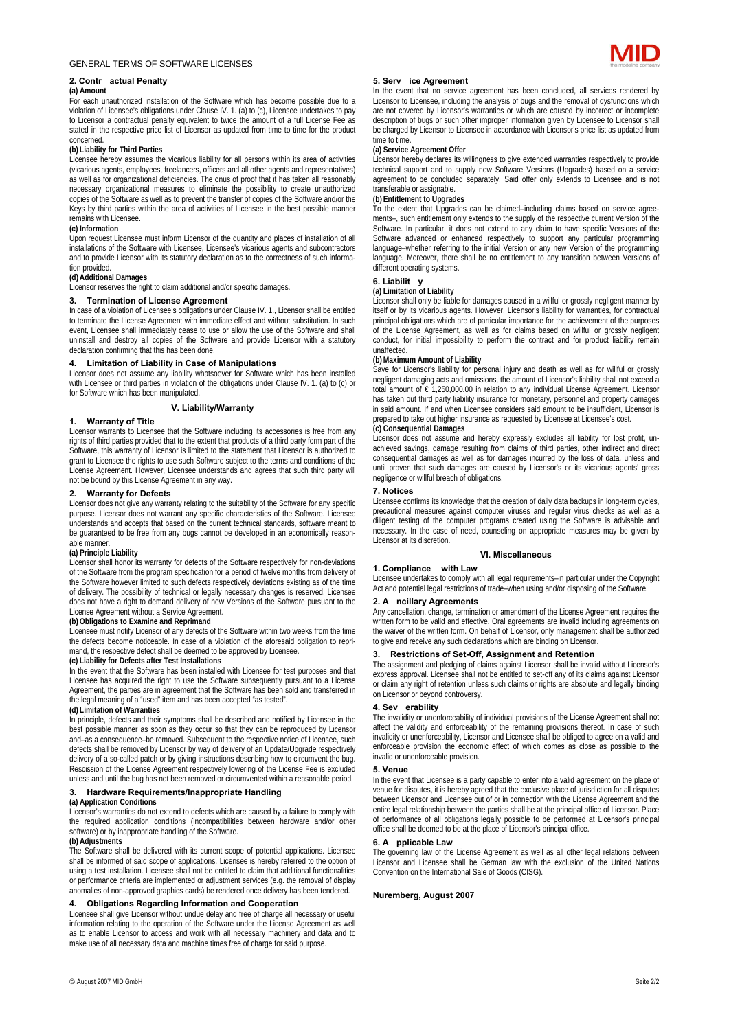### 2. Contractual Penalty

#### (a) Amount

For each unauthorized installation of the Software which has become possible due to a violation of Licensee's obligations under Clause IV. 1. (a) to (c), Licensee undertakes to pay to Licensor a contractual penalty equivalent to twice the amount of a full License Fee as stated in the respective price list of Licensor as updated from time to time for the product concerned.

#### (b) Liability for Third Parties

Licensee hereby assumes the vicarious liability for all persons within its area of activities (vicarious agents, employees, freelancers, officers and all other agents and representatives) as well as for organizational deficiencies. The onus of proof that it has taken all reasonably necessary organizational measures to eliminate the possibility to create unauthorized copies of the Software as well as to prevent the transfer of copies of the Software and/or the Keys by third parties within the area of activities of Licensee in the best possible manner remains with Licensee.

#### (c) Information

Upon request Licensee must inform Licensor of the quantity and places of installation of all installations of the Software with Licensee, Licensee's vicarious agents and subcontractors and to provide Licensor with its statutory declaration as to the correctness of such information provided.

#### (d) Additional Damages

Licensor reserves the right to claim additional and/or specific damages.

### 3. Termination of License Agreement

In case of a violation of Licensee's obligations under Clause IV. 1., Licensor shall be entitled to terminate the License Agreement with immediate effect and without substitution. In such event, Licensee shall immediately cease to use or allow the use of the Software and shall uninstall and destroy all copies of the Software and provide Licensor with a statutory declaration confirming that this has been done.

### 4. Limitation of Liability in Case of Manipulations

Licensor does not assume any liability whatsoever for Software which has been installed with Licensee or third parties in violation of the obligations under Clause IV. 1. (a) to (c) or for Software which has been manipulated.

## V. Liability/Warranty

### 1. Warranty of Title

Licensor warrants to Licensee that the Software including its accessories is free from any rights of third parties provided that to the extent that products of a third party form part of the Software, this warranty of Licensor is limited to the statement that Licensor is authorized to grant to Licensee the rights to use such Software subject to the terms and conditions of the License Agreement. However, Licensee understands and agrees that such third party will not be bound by this License Agreement in any way.

### 2. Warranty for Defects

Licensor does not give any warranty relating to the suitability of the Software for any specific purpose. Licensor does not warrant any specific characteristics of the Software. Licensee understands and accepts that based on the current technical standards, software meant to be guaranteed to be free from any bugs cannot be developed in an economically reasonable manner.

#### (a) Principle Liability

Licensor shall honor its warranty for defects of the Software respectively for non-deviations of the Software from the program specification for a period of twelve months from delivery of the Software however limited to such defects respectively deviations existing as of the time of delivery. The possibility of technical or legally necessary changes is reserved. Licensee does not have a right to demand delivery of new Versions of the Software pursuant to the License Agreement without a Service Agreement.

#### (b) Obligations to Examine and Reprimand

Licensee must notify Licensor of any defects of the Software within two weeks from the time the defects become noticeable. In case of a violation of the aforesaid obligation to reprimand, the respective defect shall be deemed to be approved by Licensee.

#### (c) Liability for Defects after Test Installations

In the event that the Software has been installed with Licensee for test purposes and that Licensee has acquired the right to use the Software subsequently pursuant to a License Agreement, the parties are in agreement that the Software has been sold and transferred in the legal meaning of a "used" item and has been accepted "as tested".

#### (d) Limitation of Warranties

In principle, defects and their symptoms shall be described and notified by Licensee in the best possible manner as soon as they occur so that they can be reproduced by Licensor and–as a consequence–be removed. Subsequent to the respective notice of Licensee, such defects shall be removed by Licensor by way of delivery of an Update/Upgrade respectively delivery of a so-called patch or by giving instructions describing how to circumvent the bug. Rescission of the License Agreement respectively lowering of the License Fee is excluded unless and until the bug has not been removed or circumvented within a reasonable period.

### 3. Hardware Requirements/Inappropriate Handling

#### (a) Application Conditions

Licensor's warranties do not extend to defects which are caused by a failure to comply with the required application conditions (incompatibilities between hardware and/or other software) or by inappropriate handling of the Software.

#### (b) Adjustments

The Software shall be delivered with its current scope of potential applications. Licensee shall be informed of said scope of applications. Licensee is hereby referred to the option of using a test installation. Licensee shall not be entitled to claim that additional functionalities or performance criteria are implemented or adjustment services (e.g. the removal of display anomalies of non-approved graphics cards) be rendered once delivery has been tendered.

### 4. Obligations Regarding Information and Cooperation

Licensee shall give Licensor without undue delay and free of charge all necessary or useful information relating to the operation of the Software under the License Agreement as well as to enable Licensor to access and work with all necessary machinery and data and to make use of all necessary data and machine times free of charge for said purpose.

### 5. Service Agreement

In the event that no service agreement has been concluded, all services rendered by Licensor to Licensee, including the analysis of bugs and the removal of dysfunctions which are not covered by Licensor's warranties or which are caused by incorrect or incomplete description of bugs or such other improper information given by Licensee to Licensor shall be charged by Licensor to Licensee in accordance with Licensor's price list as updated from time to time.

#### (a) Service Agreement Offer

Licensor hereby declares its willingness to give extended warranties respectively to provide technical support and to supply new Software Versions (Upgrades) based on a service agreement to be concluded separately. Said offer only extends to Licensee and is not transferable or assignable.

#### (b) Entitlement to Upgrades

To the extent that Upgrades can be claimed–including claims based on service agreements–, such entitlement only extends to the supply of the respective current Version of the Software. In particular, it does not extend to any claim to have specific Versions of the Software advanced or enhanced respectively to support any particular programming language–whether referring to the initial Version or any new Version of the programming language. Moreover, there shall be no entitlement to any transition between Versions of different operating systems.

### 6. Liability

#### (a) Limitation of Liability

Licensor shall only be liable for damages caused in a willful or grossly negligent manner by itself or by its vicarious agents. However, Licensor's liability for warranties, for contractual principal obligations which are of particular importance for the achievement of the purposes of the License Agreement, as well as for claims based on willful or grossly negligent conduct, for initial impossibility to perform the contract and for product liability remain unaffected.

#### (b) Maximum Amount of Liability

Save for Licensor's liability for personal injury and death as well as for willful or grossly negligent damaging acts and omissions, the amount of Licensor's liability shall not exceed a total amount of € 1,250,000.00 in relation to any individual License Agreement. Licensor has taken out third party liability insurance for monetary, personnel and property damages in said amount. If and when Licensee considers said amount to be insufficient, Licensor is prepared to take out higher insurance as requested by Licensee at Licensee's cost.

#### (c) Consequential Damages

Licensor does not assume and hereby expressly excludes all liability for lost profit, unachieved savings, damage resulting from claims of third parties, other indirect and direct consequential damages as well as for damages incurred by the loss of data, unless and until proven that such damages are caused by Licensor's or its vicarious agents' gross negligence or willful breach of obligations.

### 7. Notices

Licensee confirms its knowledge that the creation of daily data backups in long-term cycles, precautional measures against computer viruses and regular virus checks as well as a diligent testing of the computer programs created using the Software is advisable and necessary. In the case of need, counseling on appropriate measures may be given by Licensor at its discretion.

## VI. Miscellaneous

### 1. Compliance with Law

Licensee undertakes to comply with all legal requirements–in particular under the Copyright Act and potential legal restrictions of trade–when using and/or disposing of the Software.

### 2. Ancillary Agreements

Any cancellation, change, termination or amendment of the License Agreement requires the written form to be valid and effective. Oral agreements are invalid including agreements on the waiver of the written form. On behalf of Licensor, only management shall be authorized to give and receive any such declarations which are binding on Licensor.

### 3. Restrictions of Set-Off, Assignment and Retention

The assignment and pledging of claims against Licensor shall be invalid without Licensor's express approval. Licensee shall not be entitled to set-off any of its claims against Licensor or claim any right of retention unless such claims or rights are absolute and legally binding on Licensor or beyond controversy.

### 4. Severability

The invalidity or unenforceability of individual provisions of the License Agreement shall not affect the validity and enforceability of the remaining provisions thereof. In case of such invalidity or unenforceability, Licensor and Licensee shall be obliged to agree on a valid and enforceable provision the economic effect of which comes as close as possible to the invalid or unenforceable provision.

### 5. Venue

In the event that Licensee is a party capable to enter into a valid agreement on the place of venue for disputes, it is hereby agreed that the exclusive place of jurisdiction for all disputes between Licensor and Licensee out of or in connection with the License Agreement and the entire legal relationship between the parties shall be at the principal office of Licensor. Place of performance of all obligations legally possible to be performed at Licensor's principal office shall be deemed to be at the place of Licensor's principal office.

### 6. Applicable Law

The governing law of the License Agreement as well as all other legal relations between Licensor and Licensee shall be German law with the exclusion of the United Nations Convention on the International Sale of Goods (CISG).

**Nuremberg, August 2007**